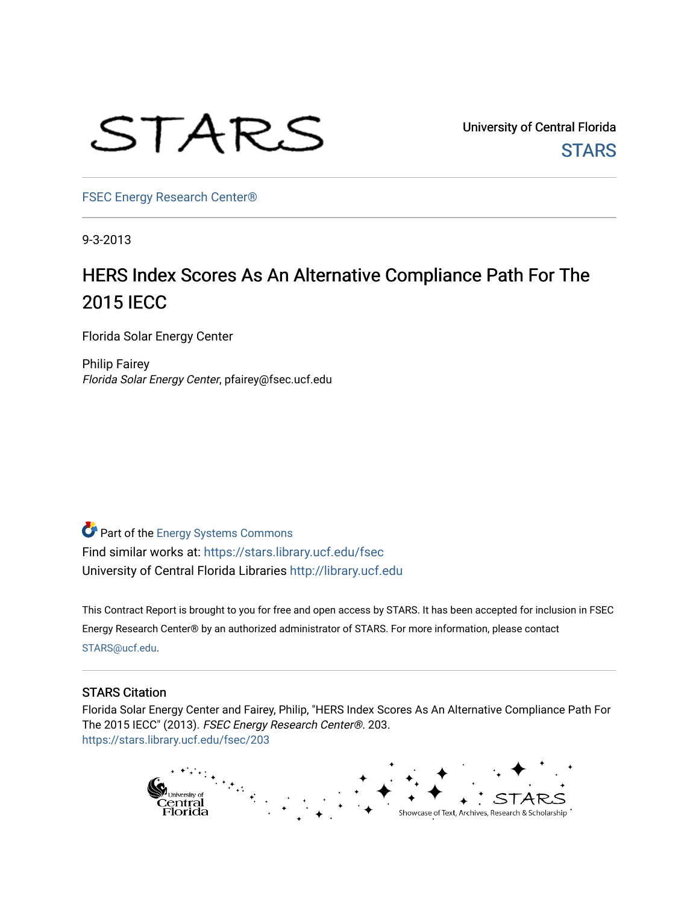STARS

University of Central Florida
STARS

FSEC Energy Research Center®

9-3-2013

# HERS Index Scores As An Alternative Compliance Path For The 2015 IECC

Florida Solar Energy Center

Philip Fairey
*Florida Solar Energy Center*, pfairey@fsec.ucf.edu

Part of the Energy Systems Commons
Find similar works at: https://stars.library.ucf.edu/fsec
University of Central Florida Libraries http://library.ucf.edu

This Contract Report is brought to you for free and open access by STARS. It has been accepted for inclusion in FSEC Energy Research Center® by an authorized administrator of STARS. For more information, please contact STARS@ucf.edu.

## STARS Citation

Florida Solar Energy Center and Fairey, Philip, "HERS Index Scores As An Alternative Compliance Path For The 2015 IECC" (2013). *FSEC Energy Research Center®*. 203.
https://stars.library.ucf.edu/fsec/203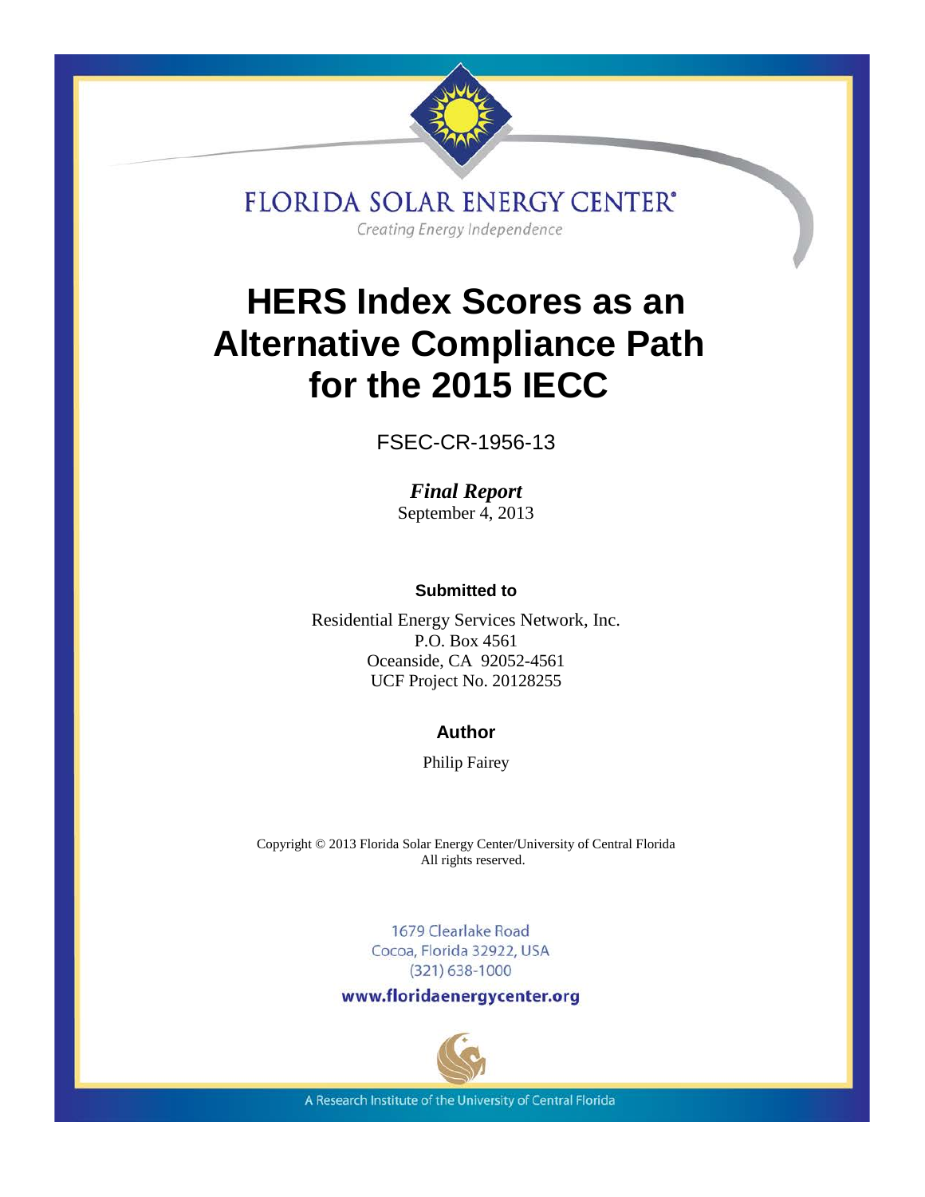FLORIDA SOLAR ENERGY CENTER®

Creating Energy Independence

# HERS Index Scores as an Alternative Compliance Path for the 2015 IECC

FSEC-CR-1956-13

***Final Report***
September 4, 2013

**Submitted to**

Residential Energy Services Network, Inc.
P.O. Box 4561
Oceanside, CA 92052-4561
UCF Project No. 20128255

**Author**

Philip Fairey

Copyright © 2013 Florida Solar Energy Center/University of Central Florida
All rights reserved.

1679 Clearlake Road
Cocoa, Florida 32922, USA
(321) 638-1000

**www.floridaenergycenter.org**

A Research Institute of the University of Central Florida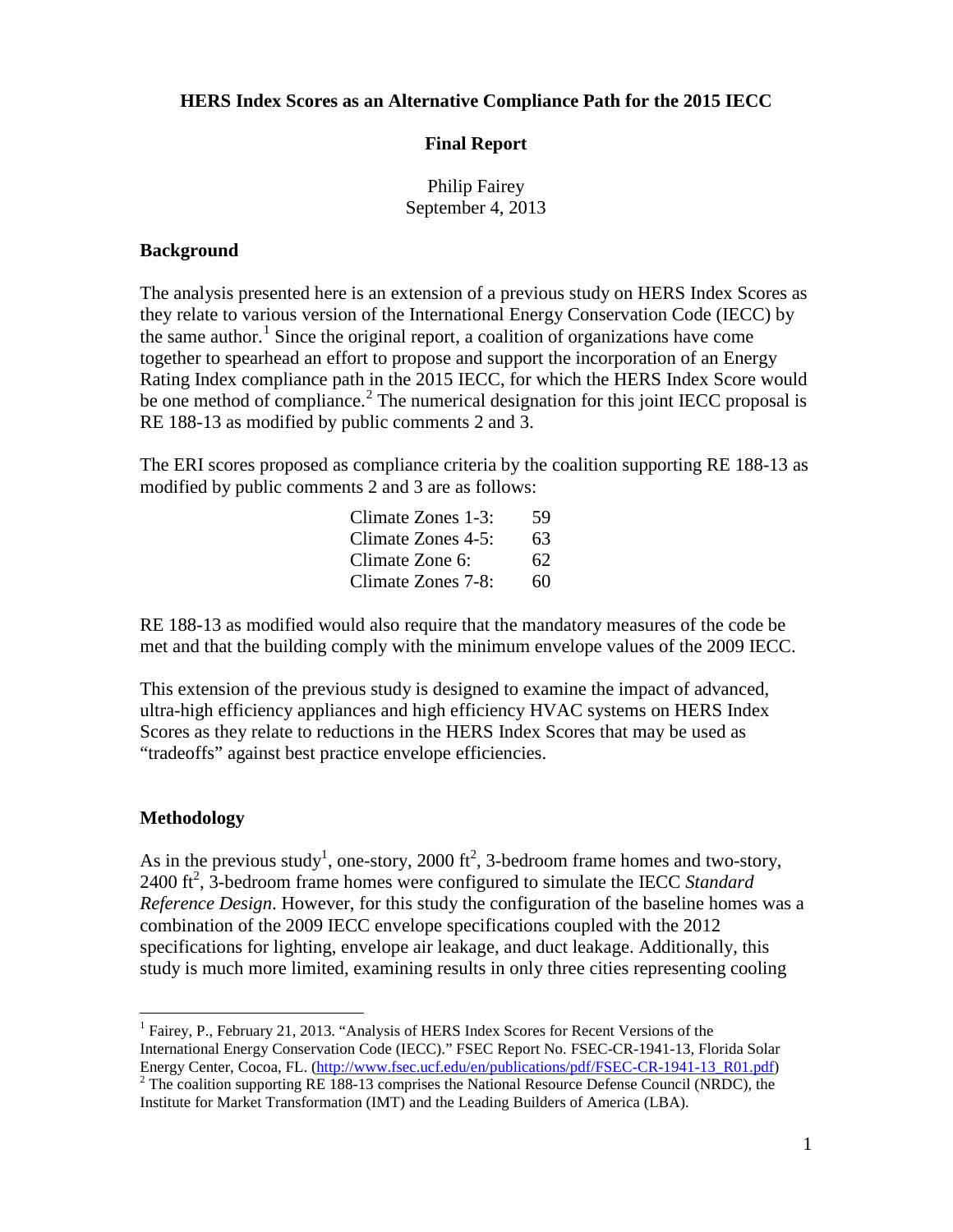**HERS Index Scores as an Alternative Compliance Path for the 2015 IECC**

**Final Report**

Philip Fairey
September 4, 2013

## Background

The analysis presented here is an extension of a previous study on HERS Index Scores as they relate to various version of the International Energy Conservation Code (IECC) by the same author.[1] Since the original report, a coalition of organizations have come together to spearhead an effort to propose and support the incorporation of an Energy Rating Index compliance path in the 2015 IECC, for which the HERS Index Score would be one method of compliance.[2] The numerical designation for this joint IECC proposal is RE 188-13 as modified by public comments 2 and 3.

The ERI scores proposed as compliance criteria by the coalition supporting RE 188-13 as modified by public comments 2 and 3 are as follows:

| | |
|---|---|
| Climate Zones 1-3: | 59 |
| Climate Zones 4-5: | 63 |
| Climate Zone 6: | 62 |
| Climate Zones 7-8: | 60 |

RE 188-13 as modified would also require that the mandatory measures of the code be met and that the building comply with the minimum envelope values of the 2009 IECC.

This extension of the previous study is designed to examine the impact of advanced, ultra-high efficiency appliances and high efficiency HVAC systems on HERS Index Scores as they relate to reductions in the HERS Index Scores that may be used as "tradeoffs" against best practice envelope efficiencies.

## Methodology

As in the previous study[1], one-story, 2000 $ft^2$, 3-bedroom frame homes and two-story, 2400 $ft^2$, 3-bedroom frame homes were configured to simulate the IECC *Standard Reference Design*. However, for this study the configuration of the baseline homes was a combination of the 2009 IECC envelope specifications coupled with the 2012 specifications for lighting, envelope air leakage, and duct leakage. Additionally, this study is much more limited, examining results in only three cities representing cooling

---

[1] Fairey, P., February 21, 2013. "Analysis of HERS Index Scores for Recent Versions of the International Energy Conservation Code (IECC)." FSEC Report No. FSEC-CR-1941-13, Florida Solar Energy Center, Cocoa, FL. (http://www.fsec.ucf.edu/en/publications/pdf/FSEC-CR-1941-13_R01.pdf)

[2] The coalition supporting RE 188-13 comprises the National Resource Defense Council (NRDC), the Institute for Market Transformation (IMT) and the Leading Builders of America (LBA).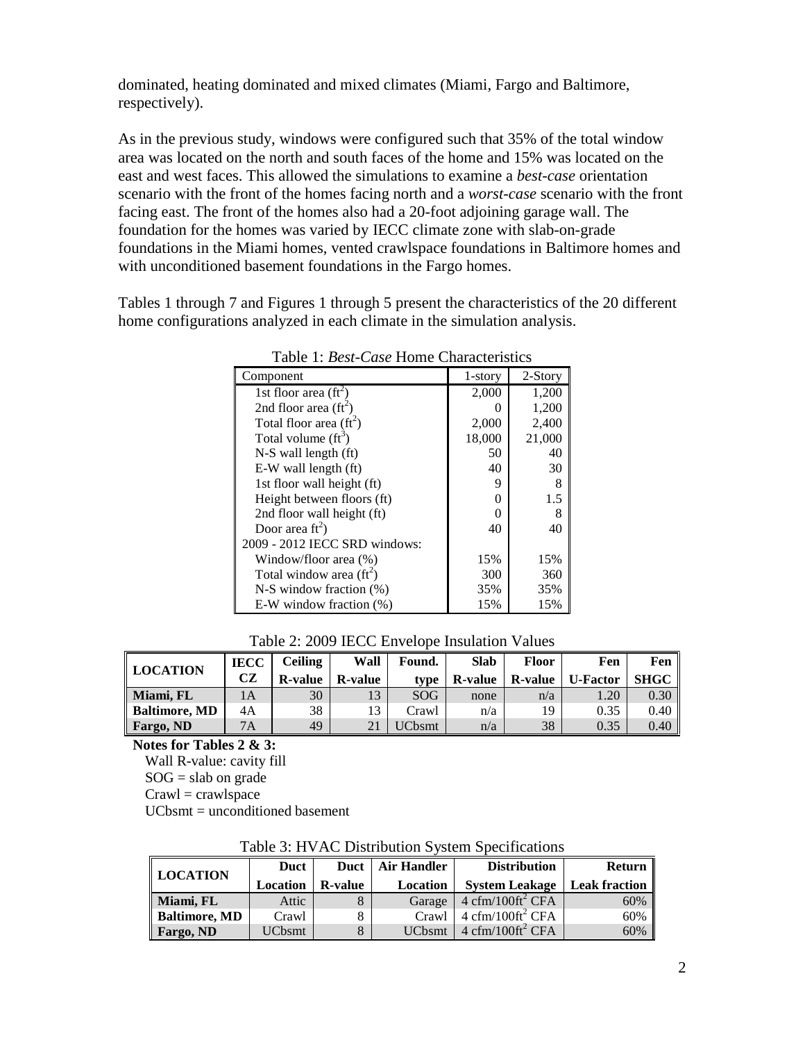dominated, heating dominated and mixed climates (Miami, Fargo and Baltimore, respectively).

As in the previous study, windows were configured such that 35% of the total window area was located on the north and south faces of the home and 15% was located on the east and west faces. This allowed the simulations to examine a *best-case* orientation scenario with the front of the homes facing north and a *worst-case* scenario with the front facing east. The front of the homes also had a 20-foot adjoining garage wall. The foundation for the homes was varied by IECC climate zone with slab-on-grade foundations in the Miami homes, vented crawlspace foundations in Baltimore homes and with unconditioned basement foundations in the Fargo homes.

Tables 1 through 7 and Figures 1 through 5 present the characteristics of the 20 different home configurations analyzed in each climate in the simulation analysis.

Table 1: *Best-Case* Home Characteristics

| Component | 1-story | 2-Story |
|---|---|---|
| 1st floor area ($ft^2$) | 2,000 | 1,200 |
| 2nd floor area ($ft^2$) | 0 | 1,200 |
| Total floor area ($ft^2$) | 2,000 | 2,400 |
| Total volume ($ft^3$) | 18,000 | 21,000 |
| N-S wall length (ft) | 50 | 40 |
| E-W wall length (ft) | 40 | 30 |
| 1st floor wall height (ft) | 9 | 8 |
| Height between floors (ft) | 0 | 1.5 |
| 2nd floor wall height (ft) | 0 | 8 |
| Door area $ft^2$) | 40 | 40 |
| 2009 - 2012 IECC SRD windows: | | |
| Window/floor area (%) | 15% | 15% |
| Total window area ($ft^2$) | 300 | 360 |
| N-S window fraction (%) | 35% | 35% |
| E-W window fraction (%) | 15% | 15% |

Table 2: 2009 IECC Envelope Insulation Values

| LOCATION | IECC CZ | Ceiling R-value | Wall R-value | Found. type | Slab R-value | Floor R-value | Fen U-Factor | Fen SHGC |
|---|---|---|---|---|---|---|---|---|
| **Miami, FL** | 1A | 30 | 13 | SOG | none | n/a | 1.20 | 0.30 |
| **Baltimore, MD** | 4A | 38 | 13 | Crawl | n/a | 19 | 0.35 | 0.40 |
| **Fargo, ND** | 7A | 49 | 21 | UCbsmt | n/a | 38 | 0.35 | 0.40 |

**Notes for Tables 2 & 3:**

Wall R-value: cavity fill
SOG = slab on grade
Crawl = crawlspace
UCbsmt = unconditioned basement

Table 3: HVAC Distribution System Specifications

| LOCATION | Duct Location | Duct R-value | Air Handler Location | Distribution System Leakage | Return Leak fraction |
|---|---|---|---|---|---|
| **Miami, FL** | Attic | 8 | Garage | 4 cfm/100ft$^2$ CFA | 60% |
| **Baltimore, MD** | Crawl | 8 | Crawl | 4 cfm/100ft$^2$ CFA | 60% |
| **Fargo, ND** | UCbsmt | 8 | UCbsmt | 4 cfm/100ft$^2$ CFA | 60% |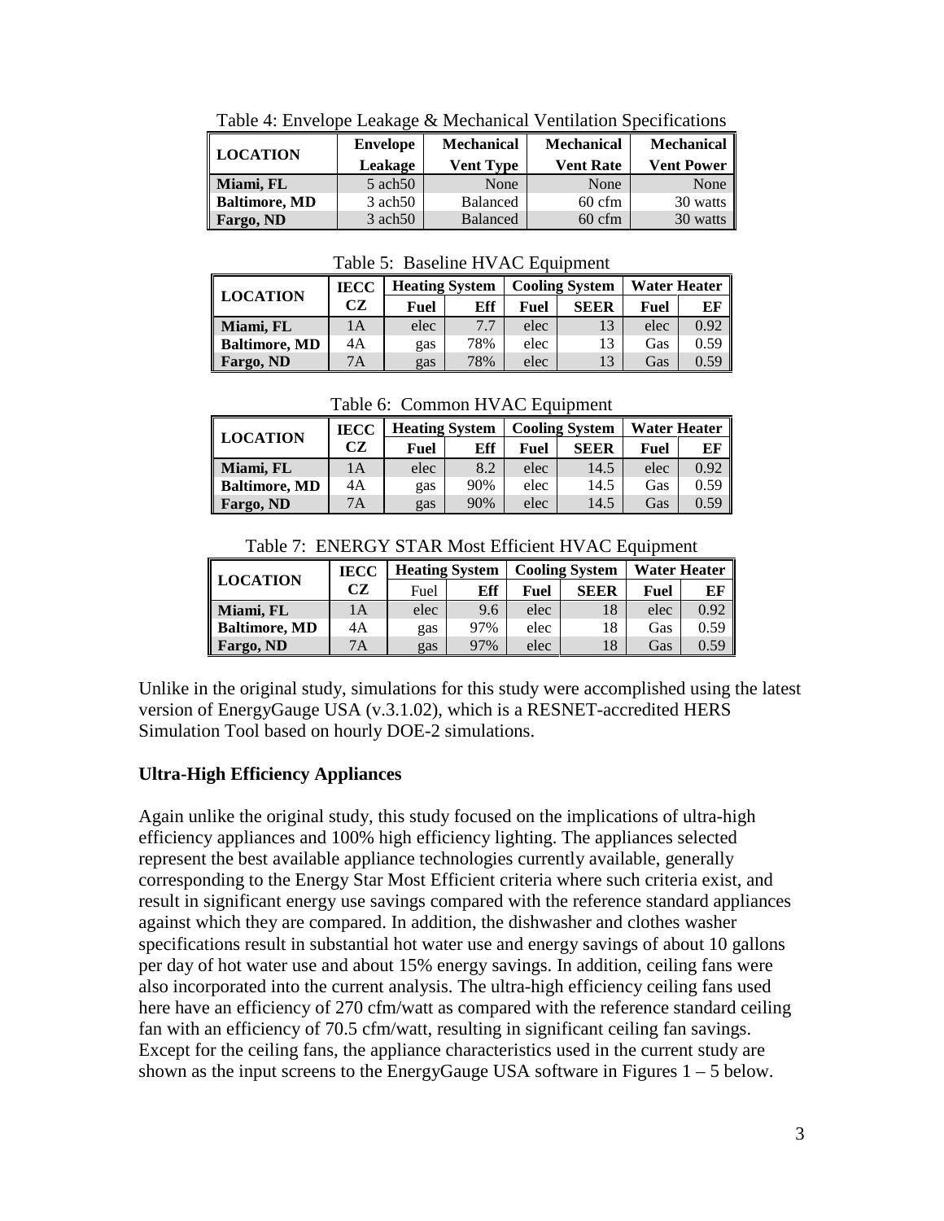Table 4: Envelope Leakage & Mechanical Ventilation Specifications

| LOCATION | Envelope Leakage | Mechanical Vent Type | Mechanical Vent Rate | Mechanical Vent Power |
|---|---|---|---|---|
| Miami, FL | 5 ach50 | None | None | None |
| Baltimore, MD | 3 ach50 | Balanced | 60 cfm | 30 watts |
| Fargo, ND | 3 ach50 | Balanced | 60 cfm | 30 watts |

Table 5: Baseline HVAC Equipment

| LOCATION | IECC CZ | Heating System | | Cooling System | | Water Heater | |
|---|---|---|---|---|---|---|---|
| | | Fuel | Eff | Fuel | SEER | Fuel | EF |
| Miami, FL | 1A | elec | 7.7 | elec | 13 | elec | 0.92 |
| Baltimore, MD | 4A | gas | 78% | elec | 13 | Gas | 0.59 |
| Fargo, ND | 7A | gas | 78% | elec | 13 | Gas | 0.59 |

Table 6: Common HVAC Equipment

| LOCATION | IECC CZ | Heating System | | Cooling System | | Water Heater | |
|---|---|---|---|---|---|---|---|
| | | Fuel | Eff | Fuel | SEER | Fuel | EF |
| Miami, FL | 1A | elec | 8.2 | elec | 14.5 | elec | 0.92 |
| Baltimore, MD | 4A | gas | 90% | elec | 14.5 | Gas | 0.59 |
| Fargo, ND | 7A | gas | 90% | elec | 14.5 | Gas | 0.59 |

Table 7: ENERGY STAR Most Efficient HVAC Equipment

| LOCATION | IECC CZ | Heating System | | Cooling System | | Water Heater | |
|---|---|---|---|---|---|---|---|
| | | Fuel | Eff | Fuel | SEER | Fuel | EF |
| Miami, FL | 1A | elec | 9.6 | elec | 18 | elec | 0.92 |
| Baltimore, MD | 4A | gas | 97% | elec | 18 | Gas | 0.59 |
| Fargo, ND | 7A | gas | 97% | elec | 18 | Gas | 0.59 |

Unlike in the original study, simulations for this study were accomplished using the latest version of EnergyGauge USA (v.3.1.02), which is a RESNET-accredited HERS Simulation Tool based on hourly DOE-2 simulations.

## Ultra-High Efficiency Appliances

Again unlike the original study, this study focused on the implications of ultra-high efficiency appliances and 100% high efficiency lighting. The appliances selected represent the best available appliance technologies currently available, generally corresponding to the Energy Star Most Efficient criteria where such criteria exist, and result in significant energy use savings compared with the reference standard appliances against which they are compared. In addition, the dishwasher and clothes washer specifications result in substantial hot water use and energy savings of about 10 gallons per day of hot water use and about 15% energy savings. In addition, ceiling fans were also incorporated into the current analysis. The ultra-high efficiency ceiling fans used here have an efficiency of 270 cfm/watt as compared with the reference standard ceiling fan with an efficiency of 70.5 cfm/watt, resulting in significant ceiling fan savings. Except for the ceiling fans, the appliance characteristics used in the current study are shown as the input screens to the EnergyGauge USA software in Figures 1 – 5 below.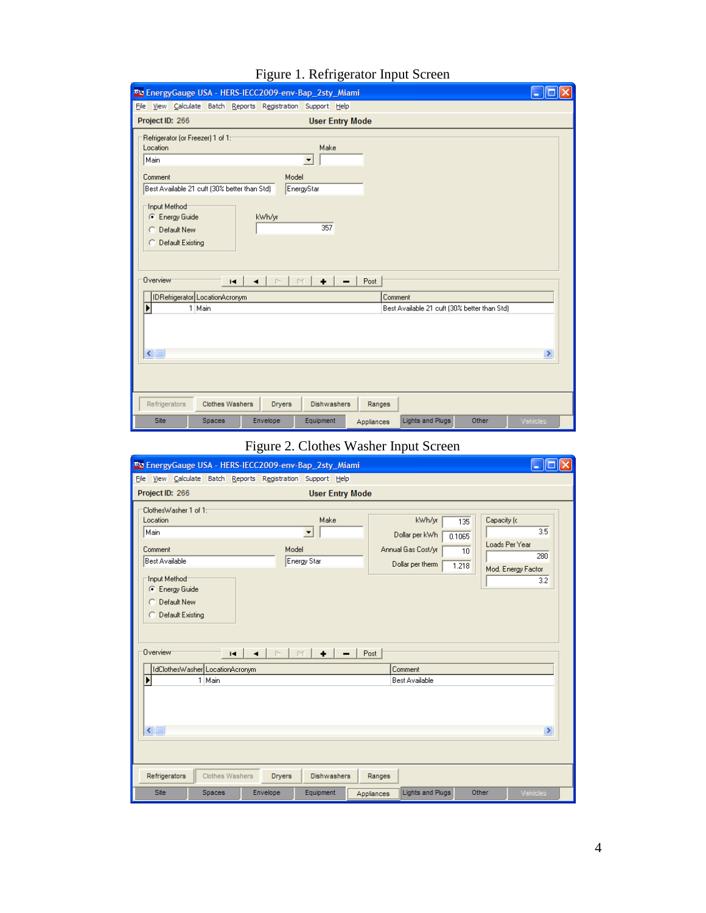Figure 1. Refrigerator Input Screen

Figure 2. Clothes Washer Input Screen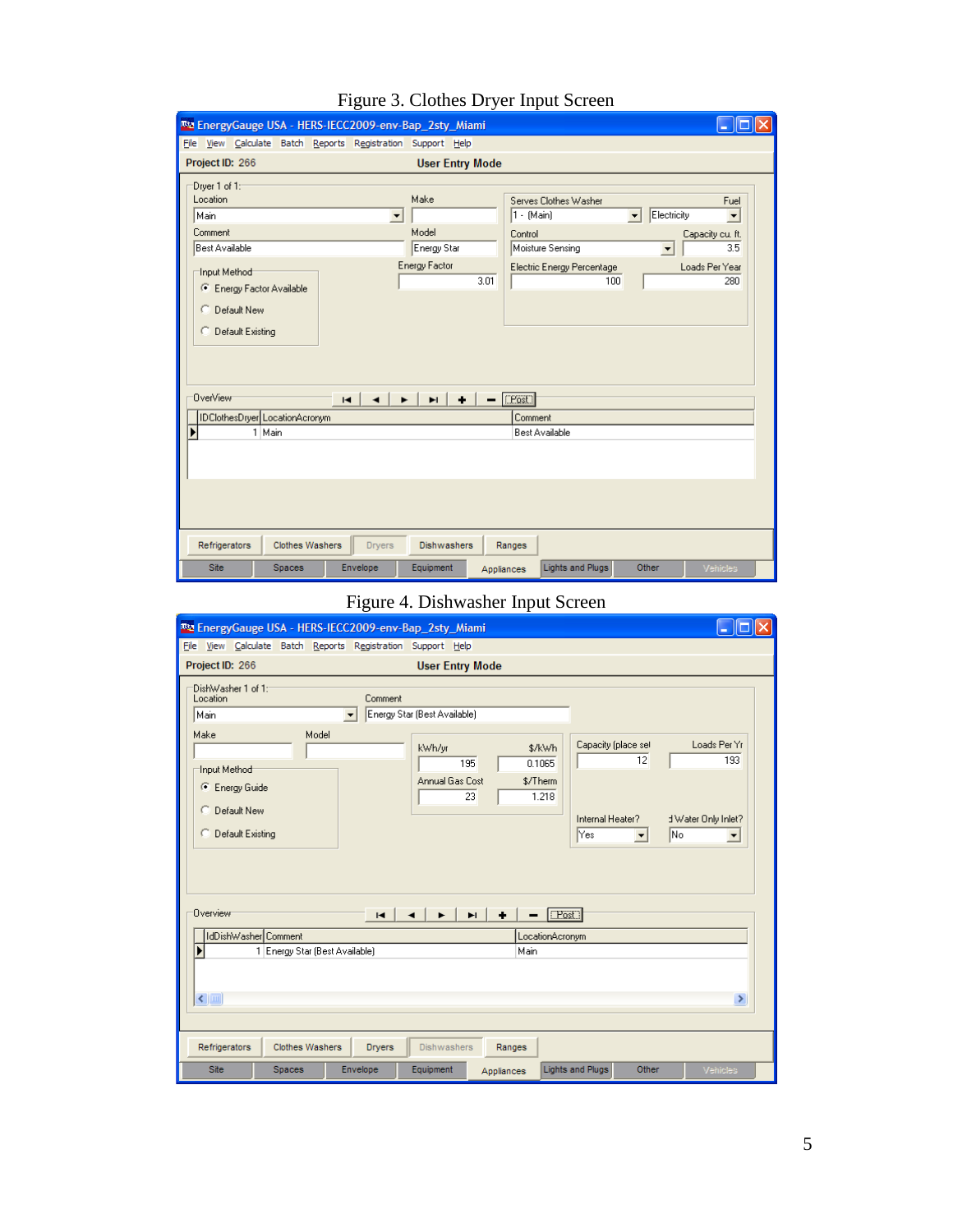Figure 3. Clothes Dryer Input Screen

Figure 4. Dishwasher Input Screen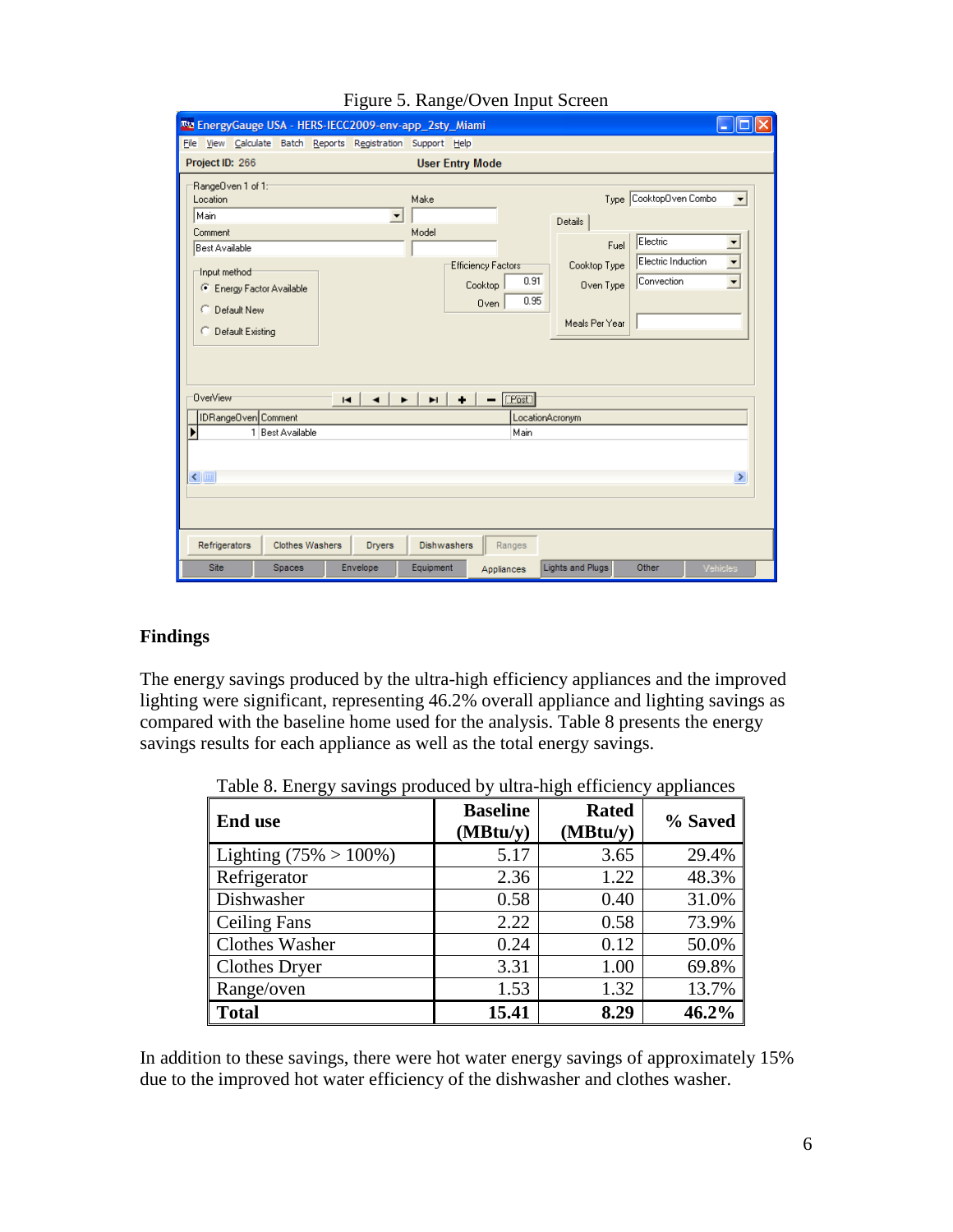Figure 5. Range/Oven Input Screen

## Findings

The energy savings produced by the ultra-high efficiency appliances and the improved lighting were significant, representing 46.2% overall appliance and lighting savings as compared with the baseline home used for the analysis. Table 8 presents the energy savings results for each appliance as well as the total energy savings.

Table 8. Energy savings produced by ultra-high efficiency appliances

| End use | Baseline (MBtu/y) | Rated (MBtu/y) | % Saved |
|---|---|---|---|
| Lighting (75% > 100%) | 5.17 | 3.65 | 29.4% |
| Refrigerator | 2.36 | 1.22 | 48.3% |
| Dishwasher | 0.58 | 0.40 | 31.0% |
| Ceiling Fans | 2.22 | 0.58 | 73.9% |
| Clothes Washer | 0.24 | 0.12 | 50.0% |
| Clothes Dryer | 3.31 | 1.00 | 69.8% |
| Range/oven | 1.53 | 1.32 | 13.7% |
| **Total** | **15.41** | **8.29** | **46.2%** |

In addition to these savings, there were hot water energy savings of approximately 15% due to the improved hot water efficiency of the dishwasher and clothes washer.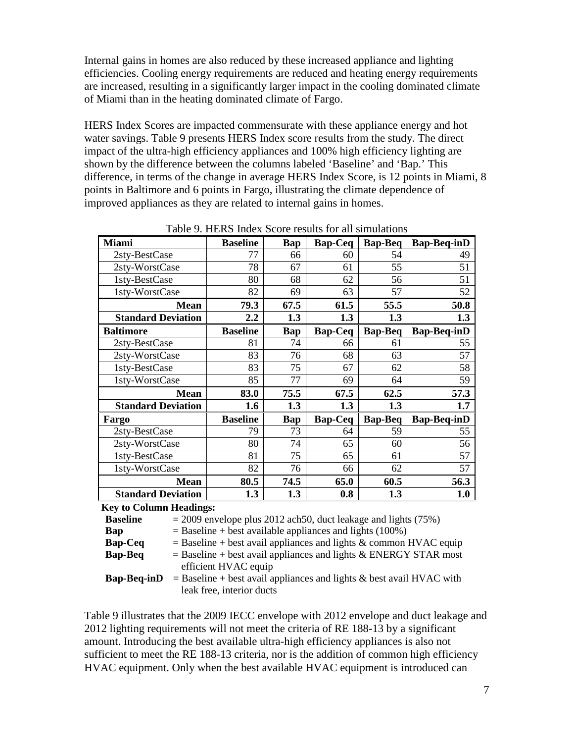Internal gains in homes are also reduced by these increased appliance and lighting efficiencies. Cooling energy requirements are reduced and heating energy requirements are increased, resulting in a significantly larger impact in the cooling dominated climate of Miami than in the heating dominated climate of Fargo.

HERS Index Scores are impacted commensurate with these appliance energy and hot water savings. Table 9 presents HERS Index score results from the study. The direct impact of the ultra-high efficiency appliances and 100% high efficiency lighting are shown by the difference between the columns labeled 'Baseline' and 'Bap.' This difference, in terms of the change in average HERS Index Score, is 12 points in Miami, 8 points in Baltimore and 6 points in Fargo, illustrating the climate dependence of improved appliances as they are related to internal gains in homes.

Table 9. HERS Index Score results for all simulations

| **Miami** | **Baseline** | **Bap** | **Bap-Ceq** | **Bap-Beq** | **Bap-Beq-inD** |
|---|---|---|---|---|---|
| 2sty-BestCase | 77 | 66 | 60 | 54 | 49 |
| 2sty-WorstCase | 78 | 67 | 61 | 55 | 51 |
| 1sty-BestCase | 80 | 68 | 62 | 56 | 51 |
| 1sty-WorstCase | 82 | 69 | 63 | 57 | 52 |
| **Mean** | **79.3** | **67.5** | **61.5** | **55.5** | **50.8** |
| **Standard Deviation** | **2.2** | **1.3** | **1.3** | **1.3** | **1.3** |
| **Baltimore** | **Baseline** | **Bap** | **Bap-Ceq** | **Bap-Beq** | **Bap-Beq-inD** |
| 2sty-BestCase | 81 | 74 | 66 | 61 | 55 |
| 2sty-WorstCase | 83 | 76 | 68 | 63 | 57 |
| 1sty-BestCase | 83 | 75 | 67 | 62 | 58 |
| 1sty-WorstCase | 85 | 77 | 69 | 64 | 59 |
| **Mean** | **83.0** | **75.5** | **67.5** | **62.5** | **57.3** |
| **Standard Deviation** | **1.6** | **1.3** | **1.3** | **1.3** | **1.7** |
| **Fargo** | **Baseline** | **Bap** | **Bap-Ceq** | **Bap-Beq** | **Bap-Beq-inD** |
| 2sty-BestCase | 79 | 73 | 64 | 59 | 55 |
| 2sty-WorstCase | 80 | 74 | 65 | 60 | 56 |
| 1sty-BestCase | 81 | 75 | 65 | 61 | 57 |
| 1sty-WorstCase | 82 | 76 | 66 | 62 | 57 |
| **Mean** | **80.5** | **74.5** | **65.0** | **60.5** | **56.3** |
| **Standard Deviation** | **1.3** | **1.3** | **0.8** | **1.3** | **1.0** |

**Key to Column Headings:**

- **Baseline** = 2009 envelope plus 2012 ach50, duct leakage and lights (75%)
- **Bap** = Baseline + best available appliances and lights (100%)
- **Bap-Ceq** = Baseline + best avail appliances and lights & common HVAC equip
- **Bap-Beq** = Baseline + best avail appliances and lights & ENERGY STAR most efficient HVAC equip
- **Bap-Beq-inD** = Baseline + best avail appliances and lights & best avail HVAC with leak free, interior ducts

Table 9 illustrates that the 2009 IECC envelope with 2012 envelope and duct leakage and 2012 lighting requirements will not meet the criteria of RE 188-13 by a significant amount. Introducing the best available ultra-high efficiency appliances is also not sufficient to meet the RE 188-13 criteria, nor is the addition of common high efficiency HVAC equipment. Only when the best available HVAC equipment is introduced can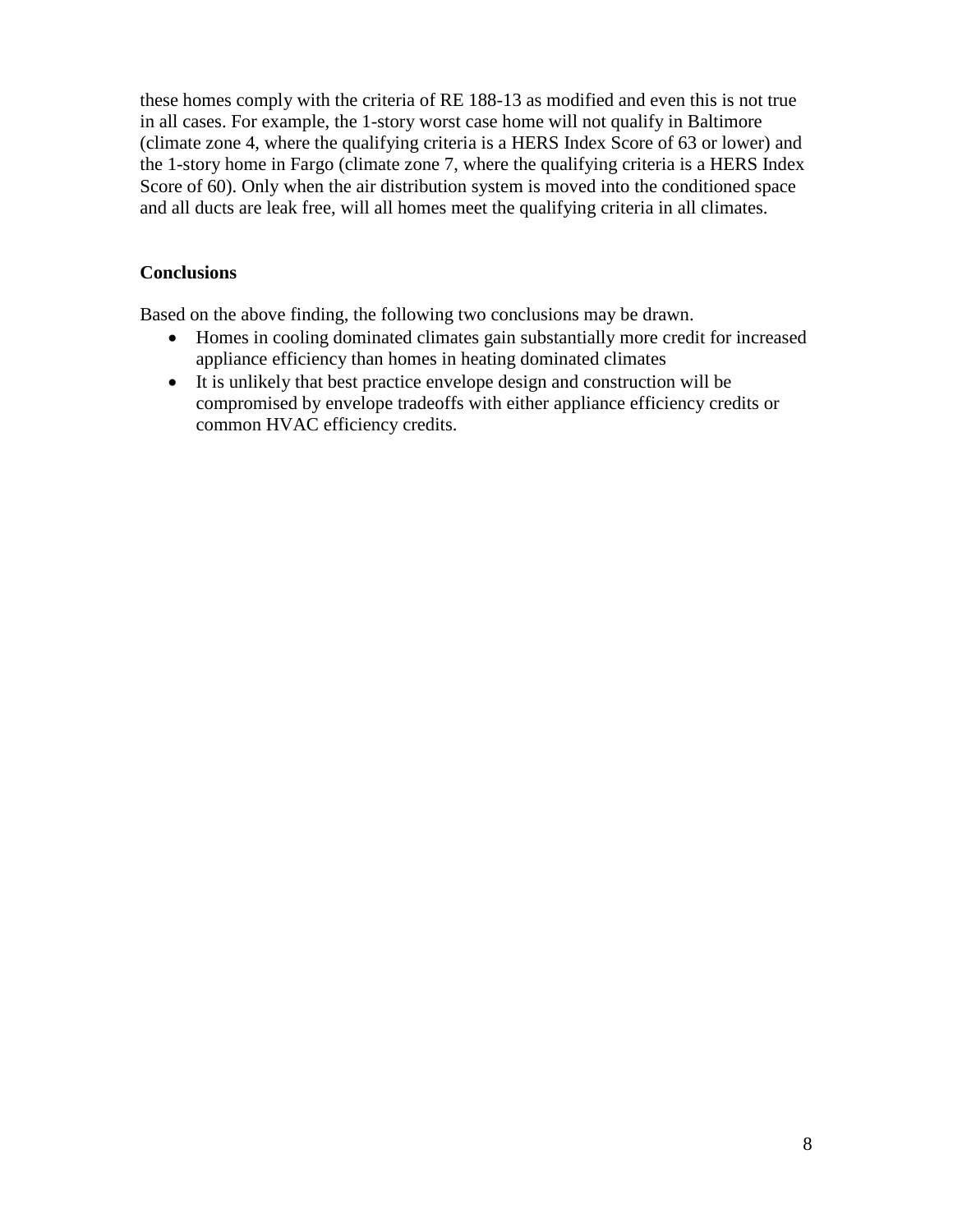these homes comply with the criteria of RE 188-13 as modified and even this is not true in all cases. For example, the 1-story worst case home will not qualify in Baltimore (climate zone 4, where the qualifying criteria is a HERS Index Score of 63 or lower) and the 1-story home in Fargo (climate zone 7, where the qualifying criteria is a HERS Index Score of 60). Only when the air distribution system is moved into the conditioned space and all ducts are leak free, will all homes meet the qualifying criteria in all climates.

## Conclusions

Based on the above finding, the following two conclusions may be drawn.

- Homes in cooling dominated climates gain substantially more credit for increased appliance efficiency than homes in heating dominated climates
- It is unlikely that best practice envelope design and construction will be compromised by envelope tradeoffs with either appliance efficiency credits or common HVAC efficiency credits.